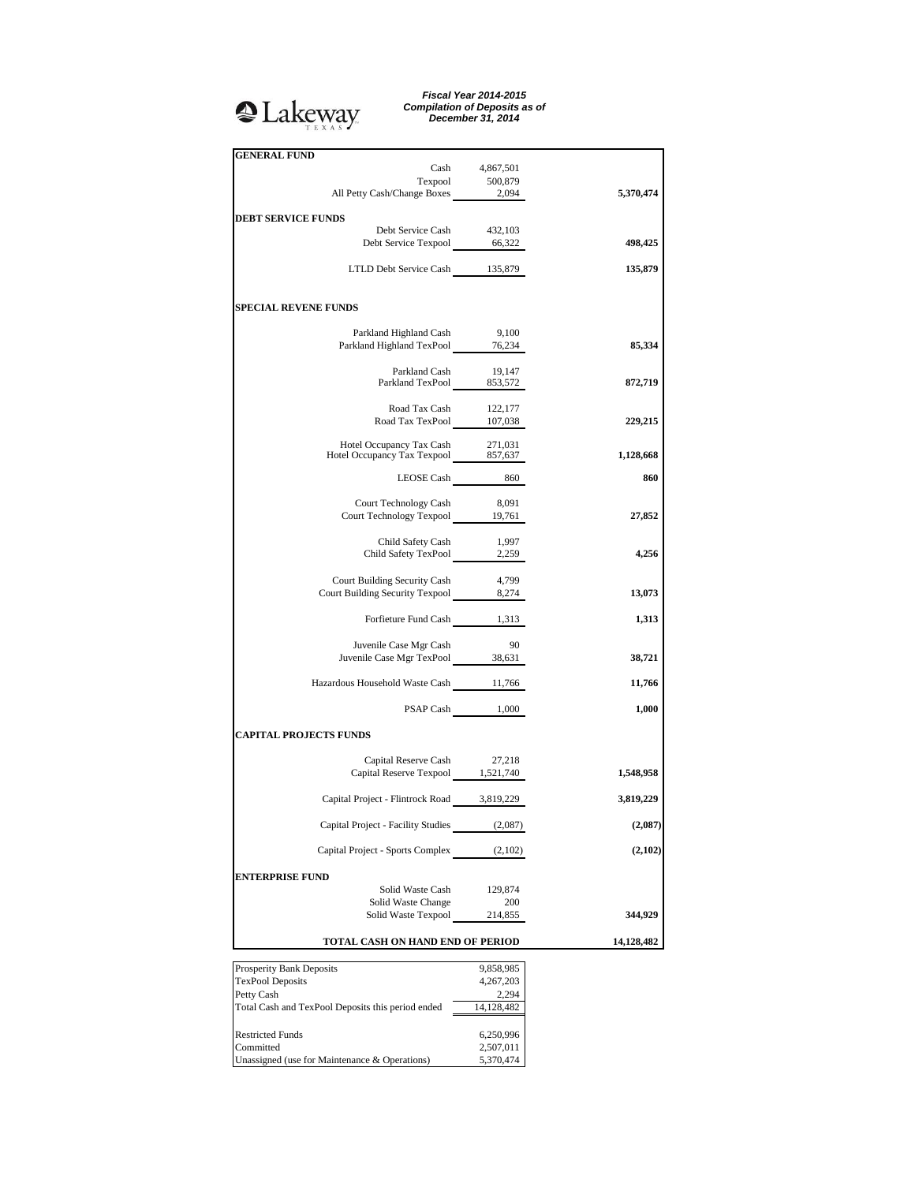Lakeway TEXAS

***Fiscal Year 2014-2015***
***Compilation of Deposits as of***
***December 31, 2014***

| | | |
|---|---|---|
| **GENERAL FUND** | | |
| Cash | 4,867,501 | |
| Texpool | 500,879 | |
| All Petty Cash/Change Boxes | 2,094 | **5,370,474** |
| **DEBT SERVICE FUNDS** | | |
| Debt Service Cash | 432,103 | |
| Debt Service Texpool | 66,322 | **498,425** |
| LTLD Debt Service Cash | 135,879 | **135,879** |
| **SPECIAL REVENE FUNDS** | | |
| Parkland Highland Cash | 9,100 | |
| Parkland Highland TexPool | 76,234 | **85,334** |
| Parkland Cash | 19,147 | |
| Parkland TexPool | 853,572 | **872,719** |
| Road Tax Cash | 122,177 | |
| Road Tax TexPool | 107,038 | **229,215** |
| Hotel Occupancy Tax Cash | 271,031 | |
| Hotel Occupancy Tax Texpool | 857,637 | **1,128,668** |
| LEOSE Cash | 860 | **860** |
| Court Technology Cash | 8,091 | |
| Court Technology Texpool | 19,761 | **27,852** |
| Child Safety Cash | 1,997 | |
| Child Safety TexPool | 2,259 | **4,256** |
| Court Building Security Cash | 4,799 | |
| Court Building Security Texpool | 8,274 | **13,073** |
| Forfieture Fund Cash | 1,313 | **1,313** |
| Juvenile Case Mgr Cash | 90 | |
| Juvenile Case Mgr TexPool | 38,631 | **38,721** |
| Hazardous Household Waste Cash | 11,766 | **11,766** |
| PSAP Cash | 1,000 | **1,000** |
| **CAPITAL PROJECTS FUNDS** | | |
| Capital Reserve Cash | 27,218 | |
| Capital Reserve Texpool | 1,521,740 | **1,548,958** |
| Capital Project - Flintrock Road | 3,819,229 | **3,819,229** |
| Capital Project - Facility Studies | (2,087) | **(2,087)** |
| Capital Project - Sports Complex | (2,102) | **(2,102)** |
| **ENTERPRISE FUND** | | |
| Solid Waste Cash | 129,874 | |
| Solid Waste Change | 200 | |
| Solid Waste Texpool | 214,855 | **344,929** |
| **TOTAL CASH ON HAND END OF PERIOD** | | **14,128,482** |

| | |
|---|---|
| Prosperity Bank Deposits | 9,858,985 |
| TexPool Deposits | 4,267,203 |
| Petty Cash | 2,294 |
| Total Cash and TexPool Deposits this period ended | 14,128,482 |
| Restricted Funds | 6,250,996 |
| Committed | 2,507,011 |
| Unassigned (use for Maintenance & Operations) | 5,370,474 |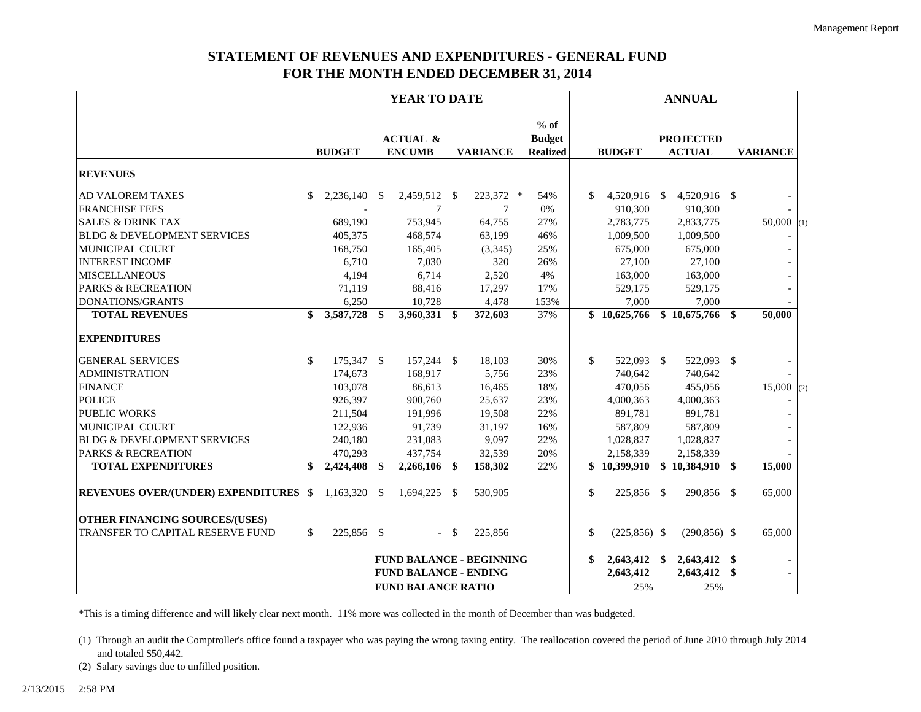# STATEMENT OF REVENUES AND EXPENDITURES - GENERAL FUND
## FOR THE MONTH ENDED DECEMBER 31, 2014

| | YEAR TO DATE | | | | ANNUAL | | | |
|---|---|---|---|---|---|---|---|---|
| | BUDGET | ACTUAL & ENCUMB | VARIANCE | % of Budget Realized | BUDGET | PROJECTED ACTUAL | VARIANCE | |
| **REVENUES** | | | | | | | | |
| AD VALOREM TAXES | $ 2,236,140 | $ 2,459,512 | $ 223,372 * | 54% | $ 4,520,916 | $ 4,520,916 | $ - | |
| FRANCHISE FEES | - | 7 | 7 | 0% | 910,300 | 910,300 | - | |
| SALES & DRINK TAX | 689,190 | 753,945 | 64,755 | 27% | 2,783,775 | 2,833,775 | 50,000 | (1) |
| BLDG & DEVELOPMENT SERVICES | 405,375 | 468,574 | 63,199 | 46% | 1,009,500 | 1,009,500 | - | |
| MUNICIPAL COURT | 168,750 | 165,405 | (3,345) | 25% | 675,000 | 675,000 | - | |
| INTEREST INCOME | 6,710 | 7,030 | 320 | 26% | 27,100 | 27,100 | - | |
| MISCELLANEOUS | 4,194 | 6,714 | 2,520 | 4% | 163,000 | 163,000 | - | |
| PARKS & RECREATION | 71,119 | 88,416 | 17,297 | 17% | 529,175 | 529,175 | - | |
| DONATIONS/GRANTS | 6,250 | 10,728 | 4,478 | 153% | 7,000 | 7,000 | - | |
| **TOTAL REVENUES** | **$ 3,587,728** | **$ 3,960,331** | **$ 372,603** | 37% | **$ 10,625,766** | **$ 10,675,766** | **$ 50,000** | |
| **EXPENDITURES** | | | | | | | | |
| GENERAL SERVICES | $ 175,347 | $ 157,244 | $ 18,103 | 30% | $ 522,093 | $ 522,093 | $ - | |
| ADMINISTRATION | 174,673 | 168,917 | 5,756 | 23% | 740,642 | 740,642 | - | |
| FINANCE | 103,078 | 86,613 | 16,465 | 18% | 470,056 | 455,056 | 15,000 | (2) |
| POLICE | 926,397 | 900,760 | 25,637 | 23% | 4,000,363 | 4,000,363 | - | |
| PUBLIC WORKS | 211,504 | 191,996 | 19,508 | 22% | 891,781 | 891,781 | - | |
| MUNICIPAL COURT | 122,936 | 91,739 | 31,197 | 16% | 587,809 | 587,809 | - | |
| BLDG & DEVELOPMENT SERVICES | 240,180 | 231,083 | 9,097 | 22% | 1,028,827 | 1,028,827 | - | |
| PARKS & RECREATION | 470,293 | 437,754 | 32,539 | 20% | 2,158,339 | 2,158,339 | - | |
| **TOTAL EXPENDITURES** | **$ 2,424,408** | **$ 2,266,106** | **$ 158,302** | 22% | **$ 10,399,910** | **$ 10,384,910** | **$ 15,000** | |
| **REVENUES OVER/(UNDER) EXPENDITURES** | $ 1,163,320 | $ 1,694,225 | $ 530,905 | | $ 225,856 | $ 290,856 | $ 65,000 | |
| **OTHER FINANCING SOURCES/(USES)** | | | | | | | | |
| TRANSFER TO CAPITAL RESERVE FUND | $ 225,856 | $ - | $ 225,856 | | $ (225,856) | $ (290,856) | $ 65,000 | |
| | | **FUND BALANCE - BEGINNING** | | | **$ 2,643,412** | **$ 2,643,412** | **$ -** | |
| | | **FUND BALANCE - ENDING** | | | **2,643,412** | **2,643,412** | **$ -** | |
| | | **FUND BALANCE RATIO** | | | 25% | 25% | | |

*This is a timing difference and will likely clear next month. 11% more was collected in the month of December than was budgeted.

(1) Through an audit the Comptroller's office found a taxpayer who was paying the wrong taxing entity. The reallocation covered the period of June 2010 through July 2014 and totaled $50,442.

(2) Salary savings due to unfilled position.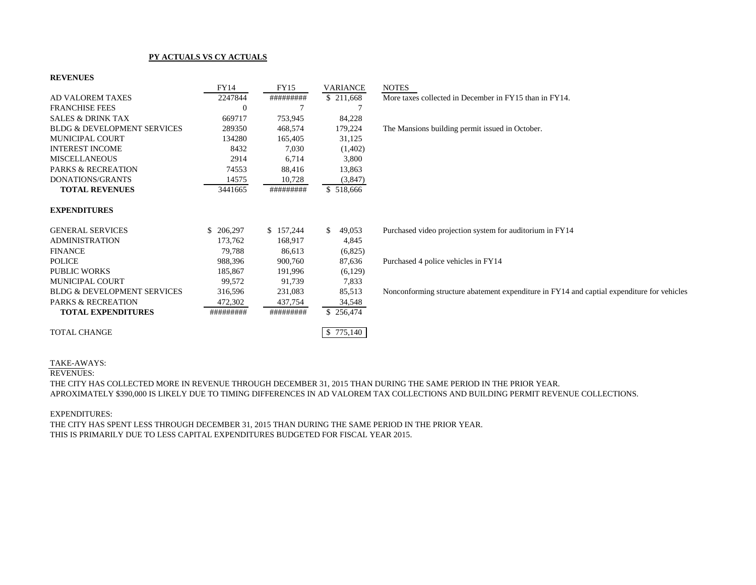**PY ACTUALS VS CY ACTUALS**

**REVENUES**

| | FY14 | FY15 | VARIANCE | NOTES |
|---|---|---|---|---|
| AD VALOREM TAXES | 2247844 | ######### | $ 211,668 | More taxes collected in December in FY15 than in FY14. |
| FRANCHISE FEES | 0 | 7 | 7 | |
| SALES & DRINK TAX | 669717 | 753,945 | 84,228 | |
| BLDG & DEVELOPMENT SERVICES | 289350 | 468,574 | 179,224 | The Mansions building permit issued in October. |
| MUNICIPAL COURT | 134280 | 165,405 | 31,125 | |
| INTEREST INCOME | 8432 | 7,030 | (1,402) | |
| MISCELLANEOUS | 2914 | 6,714 | 3,800 | |
| PARKS & RECREATION | 74553 | 88,416 | 13,863 | |
| DONATIONS/GRANTS | 14575 | 10,728 | (3,847) | |
| **TOTAL REVENUES** | 3441665 | ######### | $ 518,666 | |

**EXPENDITURES**

| | FY14 | FY15 | VARIANCE | NOTES |
|---|---|---|---|---|
| GENERAL SERVICES | $ 206,297 | $ 157,244 | $ 49,053 | Purchased video projection system for auditorium in FY14 |
| ADMINISTRATION | 173,762 | 168,917 | 4,845 | |
| FINANCE | 79,788 | 86,613 | (6,825) | |
| POLICE | 988,396 | 900,760 | 87,636 | Purchased 4 police vehicles in FY14 |
| PUBLIC WORKS | 185,867 | 191,996 | (6,129) | |
| MUNICIPAL COURT | 99,572 | 91,739 | 7,833 | |
| BLDG & DEVELOPMENT SERVICES | 316,596 | 231,083 | 85,513 | Nonconforming structure abatement expenditure in FY14 and captial expenditure for vehicles |
| PARKS & RECREATION | 472,302 | 437,754 | 34,548 | |
| **TOTAL EXPENDITURES** | ######### | ######### | $ 256,474 | |
| | | | | |
| TOTAL CHANGE | | | $ 775,140 | |

TAKE-AWAYS:

REVENUES:

THE CITY HAS COLLECTED MORE IN REVENUE THROUGH DECEMBER 31, 2015 THAN DURING THE SAME PERIOD IN THE PRIOR YEAR.
APROXIMATELY $390,000 IS LIKELY DUE TO TIMING DIFFERENCES IN AD VALOREM TAX COLLECTIONS AND BUILDING PERMIT REVENUE COLLECTIONS.

EXPENDITURES:

THE CITY HAS SPENT LESS THROUGH DECEMBER 31, 2015 THAN DURING THE SAME PERIOD IN THE PRIOR YEAR.
THIS IS PRIMARILY DUE TO LESS CAPITAL EXPENDITURES BUDGETED FOR FISCAL YEAR 2015.